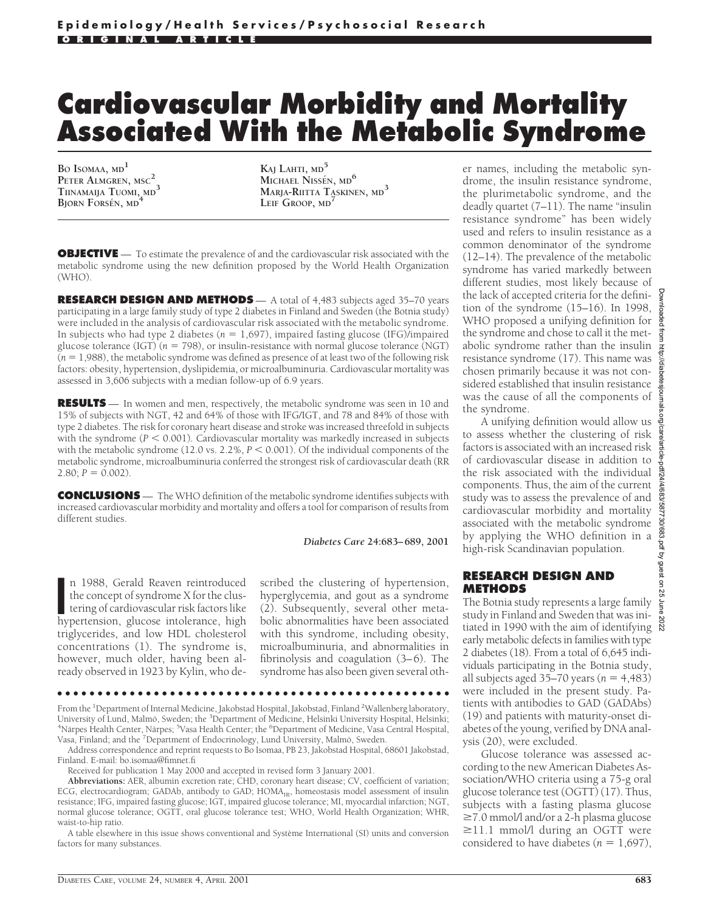# Cardiovascular Morbidity and Mortality Associated With the Metabolic Syndrome

Bo Isomaa, md[1]
Peter Almgren, msc[2]
Tiinamaija Tuomi, md[3]
Björn Forsén, md[4]
Kaj Lahti, md[5]
Michael Nissén, md[6]
Marja-Riitta Taskinen, md[3]
Leif Groop, md[7]

**OBJECTIVE** — To estimate the prevalence of and the cardiovascular risk associated with the metabolic syndrome using the new definition proposed by the World Health Organization (WHO).

**RESEARCH DESIGN AND METHODS** — A total of 4,483 subjects aged 35–70 years participating in a large family study of type 2 diabetes in Finland and Sweden (the Botnia study) were included in the analysis of cardiovascular risk associated with the metabolic syndrome. In subjects who had type 2 diabetes ($n = 1,697$), impaired fasting glucose (IFG)/impaired glucose tolerance (IGT) ($n = 798$), or insulin-resistance with normal glucose tolerance (NGT) ($n = 1,988$), the metabolic syndrome was defined as presence of at least two of the following risk factors: obesity, hypertension, dyslipidemia, or microalbuminuria. Cardiovascular mortality was assessed in 3,606 subjects with a median follow-up of 6.9 years.

**RESULTS** — In women and men, respectively, the metabolic syndrome was seen in 10 and 15% of subjects with NGT, 42 and 64% of those with IFG/IGT, and 78 and 84% of those with type 2 diabetes. The risk for coronary heart disease and stroke was increased threefold in subjects with the syndrome ($P < 0.001$). Cardiovascular mortality was markedly increased in subjects with the metabolic syndrome (12.0 vs. 2.2%, $P < 0.001$). Of the individual components of the metabolic syndrome, microalbuminuria conferred the strongest risk of cardiovascular death (RR 2.80; $P = 0.002$).

**CONCLUSIONS** — The WHO definition of the metabolic syndrome identifies subjects with increased cardiovascular morbidity and mortality and offers a tool for comparison of results from different studies.

*Diabetes Care* **24:**683–689, 2001

In 1988, Gerald Reaven reintroduced the concept of syndrome X for the clustering of cardiovascular risk factors like hypertension, glucose intolerance, high triglycerides, and low HDL cholesterol concentrations (1). The syndrome is, however, much older, having been already observed in 1923 by Kylin, who described the clustering of hypertension, hyperglycemia, and gout as a syndrome (2). Subsequently, several other metabolic abnormalities have been associated with this syndrome, including obesity, microalbuminuria, and abnormalities in fibrinolysis and coagulation (3–6). The syndrome has also been given several other names, including the metabolic syndrome, the insulin resistance syndrome, the plurimetabolic syndrome, and the deadly quartet (7–11). The name "insulin resistance syndrome" has been widely used and refers to insulin resistance as a common denominator of the syndrome (12–14). The prevalence of the metabolic syndrome has varied markedly between different studies, most likely because of the lack of accepted criteria for the definition of the syndrome (15–16). In 1998, WHO proposed a unifying definition for the syndrome and chose to call it the metabolic syndrome rather than the insulin resistance syndrome (17). This name was chosen primarily because it was not considered established that insulin resistance was the cause of all the components of the syndrome.

A unifying definition would allow us to assess whether the clustering of risk factors is associated with an increased risk of cardiovascular disease in addition to the risk associated with the individual components. Thus, the aim of the current study was to assess the prevalence of and cardiovascular morbidity and mortality associated with the metabolic syndrome by applying the WHO definition in a high-risk Scandinavian population.

## RESEARCH DESIGN AND METHODS

The Botnia study represents a large family study in Finland and Sweden that was initiated in 1990 with the aim of identifying early metabolic defects in families with type 2 diabetes (18). From a total of 6,645 individuals participating in the Botnia study, all subjects aged 35–70 years ($n = 4,483$) were included in the present study. Patients with antibodies to GAD (GADAbs) (19) and patients with maturity-onset diabetes of the young, verified by DNA analysis (20), were excluded.

Glucose tolerance was assessed according to the new American Diabetes Association/WHO criteria using a 75-g oral glucose tolerance test (OGTT) (17). Thus, subjects with a fasting plasma glucose ≥7.0 mmol/l and/or a 2-h plasma glucose ≥11.1 mmol/l during an OGTT were considered to have diabetes ($n = 1,697$),

From the [1]Department of Internal Medicine, Jakobstad Hospital, Jakobstad, Finland [2]Wallenberg laboratory, University of Lund, Malmö, Sweden; the [3]Department of Medicine, Helsinki University Hospital, Helsinki; [4]Närpes Health Center, Närpes; [5]Vasa Health Center; the [6]Department of Medicine, Vasa Central Hospital, Vasa, Finland; and the [7]Department of Endocrinology, Lund University, Malmö, Sweden.

Address correspondence and reprint requests to Bo Isomaa, PB 23, Jakobstad Hospital, 68601 Jakobstad, Finland. E-mail: bo.isomaa@fimnet.fi

Received for publication 1 May 2000 and accepted in revised form 3 January 2001.

**Abbreviations:** AER, albumin excretion rate; CHD, coronary heart disease; CV, coefficient of variation; ECG, electrocardiogram; GADAb, antibody to GAD; $HOMA_{IR}$, homeostasis model assessment of insulin resistance; IFG, impaired fasting glucose; IGT, impaired glucose tolerance; MI, myocardial infarction; NGT, normal glucose tolerance; OGTT, oral glucose tolerance test; WHO, World Health Organization; WHR, waist-to-hip ratio.

A table elsewhere in this issue shows conventional and Système International (SI) units and conversion factors for many substances.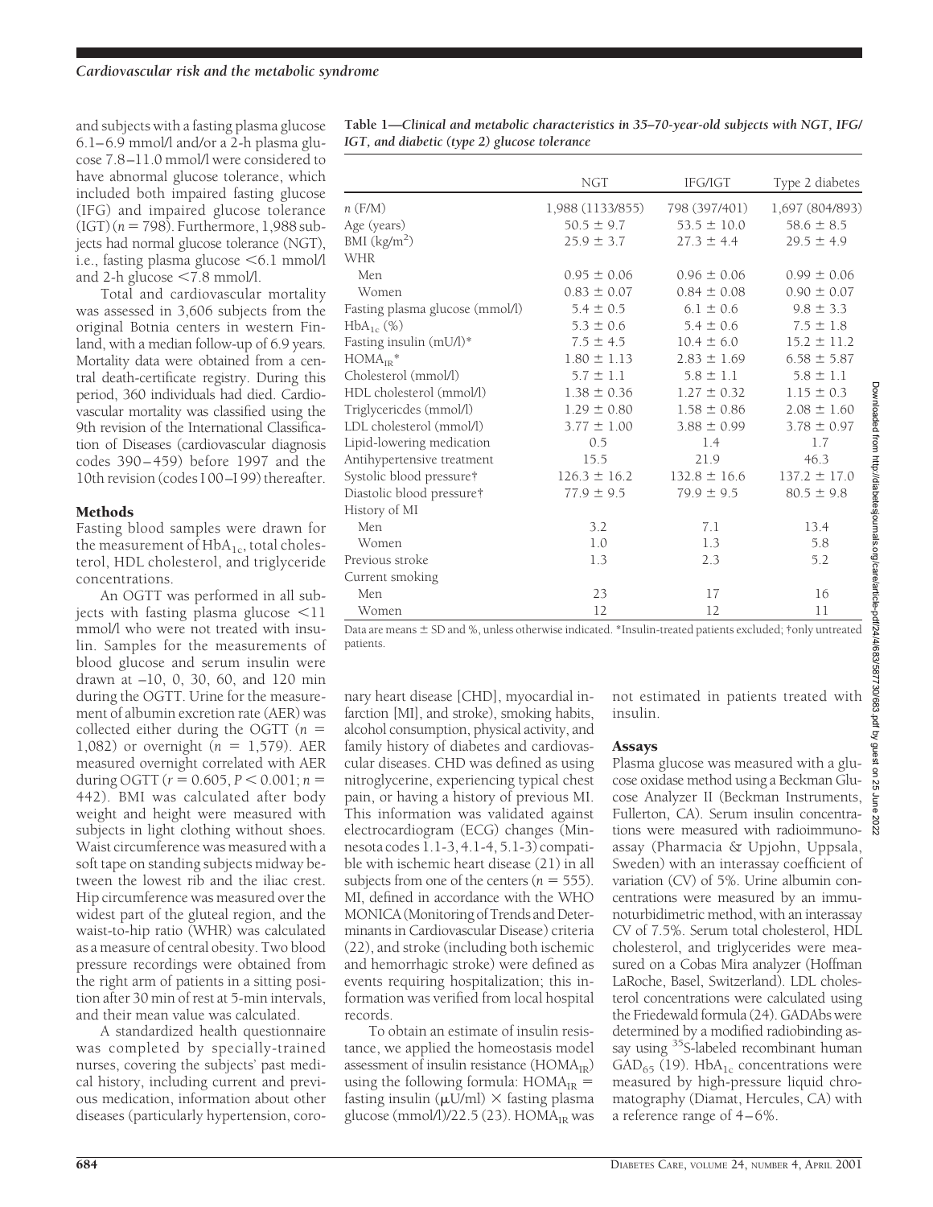and subjects with a fasting plasma glucose 6.1–6.9 mmol/l and/or a 2-h plasma glucose 7.8–11.0 mmol/l were considered to have abnormal glucose tolerance, which included both impaired fasting glucose (IFG) and impaired glucose tolerance (IGT) ($n = 798$). Furthermore, 1,988 subjects had normal glucose tolerance (NGT), i.e., fasting plasma glucose <6.1 mmol/l and 2-h glucose <7.8 mmol/l.

Total and cardiovascular mortality was assessed in 3,606 subjects from the original Botnia centers in western Finland, with a median follow-up of 6.9 years. Mortality data were obtained from a central death-certificate registry. During this period, 360 individuals had died. Cardiovascular mortality was classified using the 9th revision of the International Classification of Diseases (cardiovascular diagnosis codes 390–459) before 1997 and the 10th revision (codes I 00–I 99) thereafter.

**Table 1—*Clinical and metabolic characteristics in 35–70-year-old subjects with NGT, IFG/IGT, and diabetic (type 2) glucose tolerance***

| | NGT | IFG/IGT | Type 2 diabetes |
|---|---|---|---|
| *n* (F/M) | 1,988 (1133/855) | 798 (397/401) | 1,697 (804/893) |
| Age (years) | 50.5 ± 9.7 | 53.5 ± 10.0 | 58.6 ± 8.5 |
| BMI (kg/m$^2$) | 25.9 ± 3.7 | 27.3 ± 4.4 | 29.5 ± 4.9 |
| WHR | | | |
| Men | 0.95 ± 0.06 | 0.96 ± 0.06 | 0.99 ± 0.06 |
| Women | 0.83 ± 0.07 | 0.84 ± 0.08 | 0.90 ± 0.07 |
| Fasting plasma glucose (mmol/l) | 5.4 ± 0.5 | 6.1 ± 0.6 | 9.8 ± 3.3 |
| $HbA_{1c}$ (%) | 5.3 ± 0.6 | 5.4 ± 0.6 | 7.5 ± 1.8 |
| Fasting insulin (mU/l)* | 7.5 ± 4.5 | 10.4 ± 6.0 | 15.2 ± 11.2 |
| $HOMA_{IR}$* | 1.80 ± 1.13 | 2.83 ± 1.69 | 6.58 ± 5.87 |
| Cholesterol (mmol/l) | 5.7 ± 1.1 | 5.8 ± 1.1 | 5.8 ± 1.1 |
| HDL cholesterol (mmol/l) | 1.38 ± 0.36 | 1.27 ± 0.32 | 1.15 ± 0.3 |
| Triglycericdes (mmol/l) | 1.29 ± 0.80 | 1.58 ± 0.86 | 2.08 ± 1.60 |
| LDL cholesterol (mmol/l) | 3.77 ± 1.00 | 3.88 ± 0.99 | 3.78 ± 0.97 |
| Lipid-lowering medication | 0.5 | 1.4 | 1.7 |
| Antihypertensive treatment | 15.5 | 21.9 | 46.3 |
| Systolic blood pressure† | 126.3 ± 16.2 | 132.8 ± 16.6 | 137.2 ± 17.0 |
| Diastolic blood pressure† | 77.9 ± 9.5 | 79.9 ± 9.5 | 80.5 ± 9.8 |
| History of MI | | | |
| Men | 3.2 | 7.1 | 13.4 |
| Women | 1.0 | 1.3 | 5.8 |
| Previous stroke | 1.3 | 2.3 | 5.2 |
| Current smoking | | | |
| Men | 23 | 17 | 16 |
| Women | 12 | 12 | 11 |

Data are means ± SD and %, unless otherwise indicated. *Insulin-treated patients excluded; †only untreated patients.

## Methods

Fasting blood samples were drawn for the measurement of $HbA_{1c}$, total cholesterol, HDL cholesterol, and triglyceride concentrations.

An OGTT was performed in all subjects with fasting plasma glucose <11 mmol/l who were not treated with insulin. Samples for the measurements of blood glucose and serum insulin were drawn at –10, 0, 30, 60, and 120 min during the OGTT. Urine for the measurement of albumin excretion rate (AER) was collected either during the OGTT ($n = 1,082$) or overnight ($n = 1,579$). AER measured overnight correlated with AER during OGTT ($r = 0.605$, $P < 0.001$; $n = 442$). BMI was calculated after body weight and height were measured with subjects in light clothing without shoes. Waist circumference was measured with a soft tape on standing subjects midway between the lowest rib and the iliac crest. Hip circumference was measured over the widest part of the gluteal region, and the waist-to-hip ratio (WHR) was calculated as a measure of central obesity. Two blood pressure recordings were obtained from the right arm of patients in a sitting position after 30 min of rest at 5-min intervals, and their mean value was calculated.

A standardized health questionnaire was completed by specially-trained nurses, covering the subjects' past medical history, including current and previous medication, information about other diseases (particularly hypertension, coronary heart disease [CHD], myocardial infarction [MI], and stroke), smoking habits, alcohol consumption, physical activity, and family history of diabetes and cardiovascular diseases. CHD was defined as using nitroglycerine, experiencing typical chest pain, or having a history of previous MI. This information was validated against electrocardiogram (ECG) changes (Minnesota codes 1.1-3, 4.1-4, 5.1-3) compatible with ischemic heart disease (21) in all subjects from one of the centers ($n = 555$). MI, defined in accordance with the WHO MONICA (Monitoring of Trends and Determinants in Cardiovascular Disease) criteria (22), and stroke (including both ischemic and hemorrhagic stroke) were defined as events requiring hospitalization; this information was verified from local hospital records.

To obtain an estimate of insulin resistance, we applied the homeostasis model assessment of insulin resistance ($HOMA_{IR}$) using the following formula: $HOMA_{IR}$ = fasting insulin (μU/ml) × fasting plasma glucose (mmol/l)/22.5 (23). $HOMA_{IR}$ was not estimated in patients treated with insulin.

### Assays

Plasma glucose was measured with a glucose oxidase method using a Beckman Glucose Analyzer II (Beckman Instruments, Fullerton, CA). Serum insulin concentrations were measured with radioimmunoassay (Pharmacia & Upjohn, Uppsala, Sweden) with an interassay coefficient of variation (CV) of 5%. Urine albumin concentrations were measured by an immunoturbidimetric method, with an interassay CV of 7.5%. Serum total cholesterol, HDL cholesterol, and triglycerides were measured on a Cobas Mira analyzer (Hoffman LaRoche, Basel, Switzerland). LDL cholesterol concentrations were calculated using the Friedewald formula (24). GADAbs were determined by a modified radiobinding assay using $^{35}S$-labeled recombinant human $GAD_{65}$ (19). $HbA_{1c}$ concentrations were measured by high-pressure liquid chromatography (Diamat, Hercules, CA) with a reference range of 4–6%.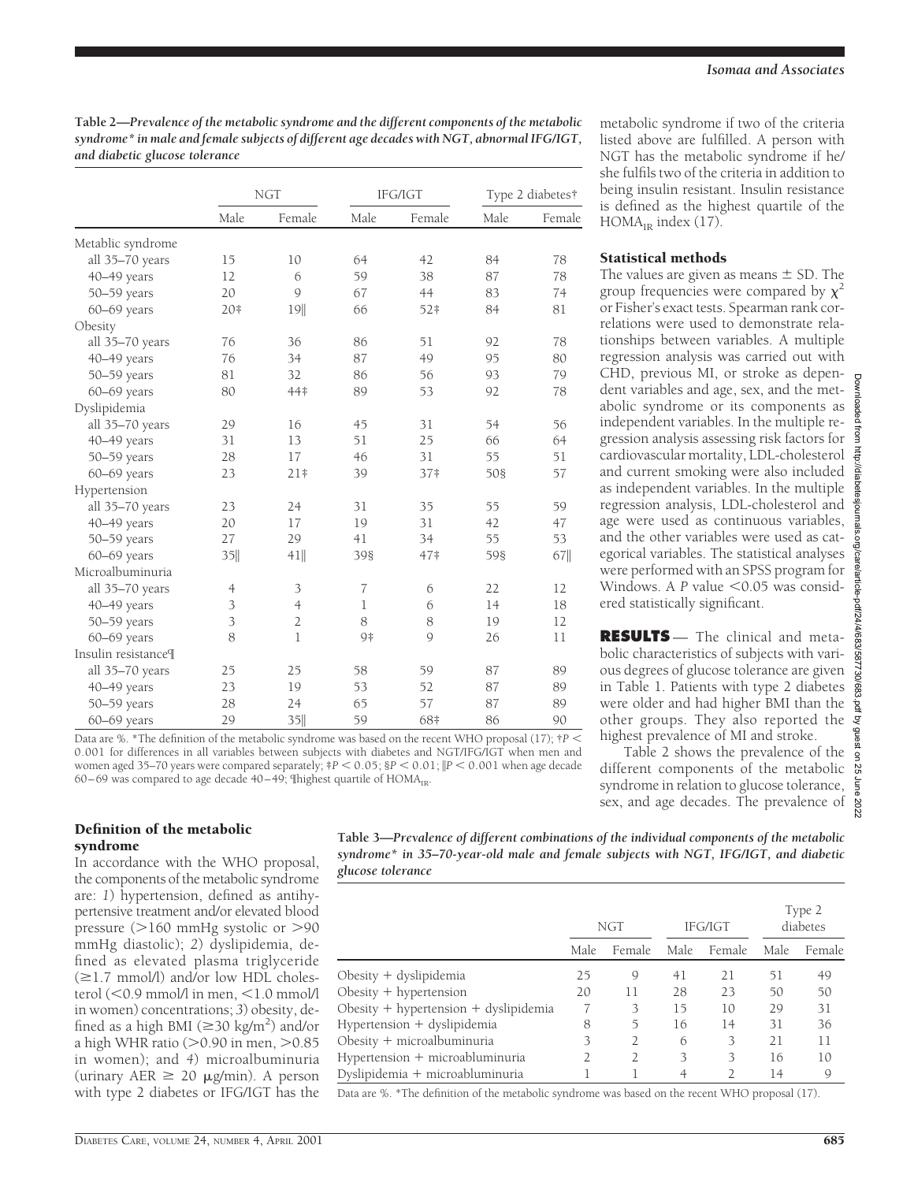**Table 2—Prevalence of the metabolic syndrome and the different components of the metabolic syndrome* in male and female subjects of different age decades with NGT, abnormal IFG/IGT, and diabetic glucose tolerance**

| | NGT | | IFG/IGT | | Type 2 diabetes† | |
|---|---|---|---|---|---|---|
| | Male | Female | Male | Female | Male | Female |
| Metablic syndrome | | | | | | |
| all 35–70 years | 15 | 10 | 64 | 42 | 84 | 78 |
| 40–49 years | 12 | 6 | 59 | 38 | 87 | 78 |
| 50–59 years | 20 | 9 | 67 | 44 | 83 | 74 |
| 60–69 years | 20‡ | 19‖ | 66 | 52‡ | 84 | 81 |
| Obesity | | | | | | |
| all 35–70 years | 76 | 36 | 86 | 51 | 92 | 78 |
| 40–49 years | 76 | 34 | 87 | 49 | 95 | 80 |
| 50–59 years | 81 | 32 | 86 | 56 | 93 | 79 |
| 60–69 years | 80 | 44‡ | 89 | 53 | 92 | 78 |
| Dyslipidemia | | | | | | |
| all 35–70 years | 29 | 16 | 45 | 31 | 54 | 56 |
| 40–49 years | 31 | 13 | 51 | 25 | 66 | 64 |
| 50–59 years | 28 | 17 | 46 | 31 | 55 | 51 |
| 60–69 years | 23 | 21‡ | 39 | 37‡ | 50§ | 57 |
| Hypertension | | | | | | |
| all 35–70 years | 23 | 24 | 31 | 35 | 55 | 59 |
| 40–49 years | 20 | 17 | 19 | 31 | 42 | 47 |
| 50–59 years | 27 | 29 | 41 | 34 | 55 | 53 |
| 60–69 years | 35‖ | 41‖ | 39§ | 47‡ | 59§ | 67‖ |
| Microalbuminuria | | | | | | |
| all 35–70 years | 4 | 3 | 7 | 6 | 22 | 12 |
| 40–49 years | 3 | 4 | 1 | 6 | 14 | 18 |
| 50–59 years | 3 | 2 | 8 | 8 | 19 | 12 |
| 60–69 years | 8 | 1 | 9‡ | 9 | 26 | 11 |
| Insulin resistance¶ | | | | | | |
| all 35–70 years | 25 | 25 | 58 | 59 | 87 | 89 |
| 40–49 years | 23 | 19 | 53 | 52 | 87 | 89 |
| 50–59 years | 28 | 24 | 65 | 57 | 87 | 89 |
| 60–69 years | 29 | 35‖ | 59 | 68‡ | 86 | 90 |

Data are %. *The definition of the metabolic syndrome was based on the recent WHO proposal (17); †$P < 0.001$ for differences in all variables between subjects with diabetes and NGT/IFG/IGT when men and women aged 35–70 years were compared separately; ‡$P < 0.05$; §$P < 0.01$; ‖$P < 0.001$ when age decade 60–69 was compared to age decade 40–49; ¶highest quartile of $HOMA_{IR}$.

### Definition of the metabolic syndrome

In accordance with the WHO proposal, the components of the metabolic syndrome are: *1*) hypertension, defined as antihypertensive treatment and/or elevated blood pressure (>160 mmHg systolic or >90 mmHg diastolic); *2*) dyslipidemia, defined as elevated plasma triglyceride (≥1.7 mmol/l) and/or low HDL cholesterol (<0.9 mmol/l in men, <1.0 mmol/l in women) concentrations; *3*) obesity, defined as a high BMI (≥30 $kg/m^2$) and/or a high WHR ratio (>0.90 in men, >0.85 in women); and *4*) microalbuminuria (urinary AER ≥ 20 μg/min). A person with type 2 diabetes or IFG/IGT has the metabolic syndrome if two of the criteria listed above are fulfilled. A person with NGT has the metabolic syndrome if he/she fulfils two of the criteria in addition to being insulin resistant. Insulin resistance is defined as the highest quartile of the $HOMA_{IR}$ index (17).

### Statistical methods

The values are given as means ± SD. The group frequencies were compared by $\chi^2$ or Fisher's exact tests. Spearman rank correlations were used to demonstrate relationships between variables. A multiple regression analysis was carried out with CHD, previous MI, or stroke as dependent variables and age, sex, and the metabolic syndrome or its components as independent variables. In the multiple regression analysis assessing risk factors for cardiovascular mortality, LDL-cholesterol and current smoking were also included as independent variables. In the multiple regression analysis, LDL-cholesterol and age were used as continuous variables, and the other variables were used as categorical variables. The statistical analyses were performed with an SPSS program for Windows. A $P$ value <0.05 was considered statistically significant.

## RESULTS

The clinical and metabolic characteristics of subjects with various degrees of glucose tolerance are given in Table 1. Patients with type 2 diabetes were older and had higher BMI than the other groups. They also reported the highest prevalence of MI and stroke.

Table 2 shows the prevalence of the different components of the metabolic syndrome in relation to glucose tolerance, sex, and age decades. The prevalence of

**Table 3—Prevalence of different combinations of the individual components of the metabolic syndrome* in 35–70-year-old male and female subjects with NGT, IFG/IGT, and diabetic glucose tolerance**

| | NGT | | IFG/IGT | | Type 2 diabetes | |
|---|---|---|---|---|---|---|
| | Male | Female | Male | Female | Male | Female |
| Obesity + dyslipidemia | 25 | 9 | 41 | 21 | 51 | 49 |
| Obesity + hypertension | 20 | 11 | 28 | 23 | 50 | 50 |
| Obesity + hypertension + dyslipidemia | 7 | 3 | 15 | 10 | 29 | 31 |
| Hypertension + dyslipidemia | 8 | 5 | 16 | 14 | 31 | 36 |
| Obesity + microalbuminuria | 3 | 2 | 6 | 3 | 21 | 11 |
| Hypertension + microabluminuria | 2 | 2 | 3 | 3 | 16 | 10 |
| Dyslipidemia + microabluminuria | 1 | 1 | 4 | 2 | 14 | 9 |

Data are %. *The definition of the metabolic syndrome was based on the recent WHO proposal (17).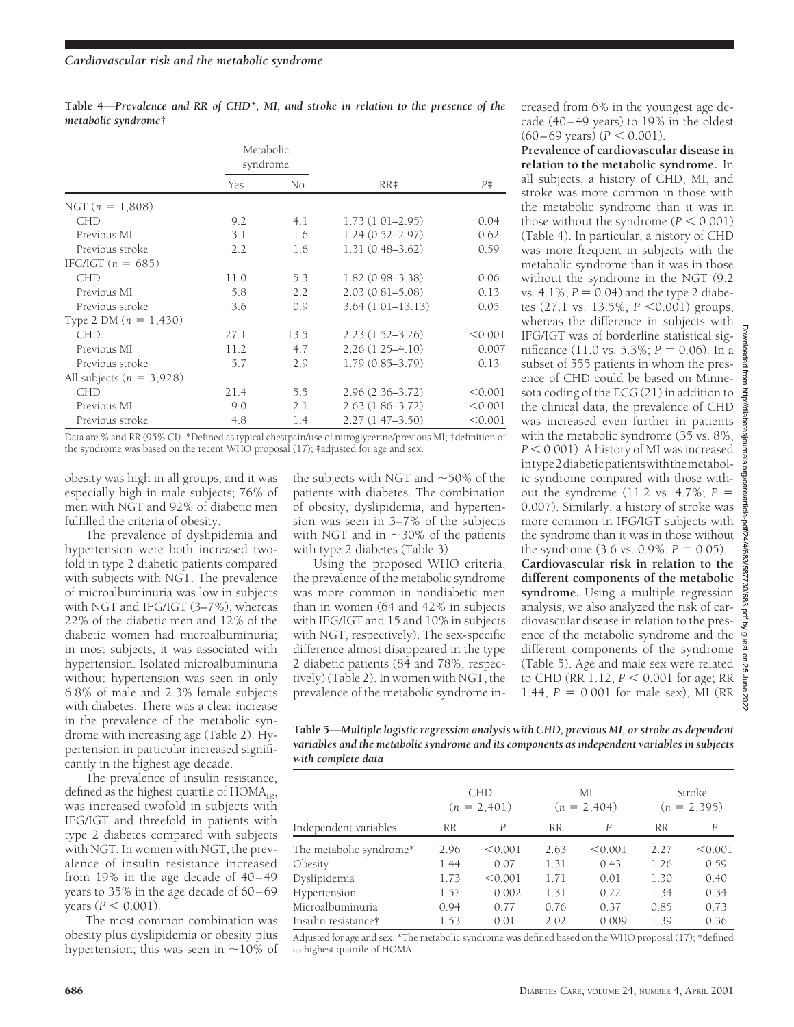**Table 4—Prevalence and RR of CHD\*, MI, and stroke in relation to the presence of the metabolic syndrome†**

| | Metabolic syndrome | | | |
|---|---|---|---|---|
| | Yes | No | RR‡ | P‡ |
| NGT ($n$ = 1,808) | | | | |
| CHD | 9.2 | 4.1 | 1.73 (1.01–2.95) | 0.04 |
| Previous MI | 3.1 | 1.6 | 1.24 (0.52–2.97) | 0.62 |
| Previous stroke | 2.2 | 1.6 | 1.31 (0.48–3.62) | 0.59 |
| IFG/IGT ($n$ = 685) | | | | |
| CHD | 11.0 | 5.3 | 1.82 (0.98–3.38) | 0.06 |
| Previous MI | 5.8 | 2.2 | 2.03 (0.81–5.08) | 0.13 |
| Previous stroke | 3.6 | 0.9 | 3.64 (1.01–13.13) | 0.05 |
| Type 2 DM ($n$ = 1,430) | | | | |
| CHD | 27.1 | 13.5 | 2.23 (1.52–3.26) | <0.001 |
| Previous MI | 11.2 | 4.7 | 2.26 (1.25–4.10) | 0.007 |
| Previous stroke | 5.7 | 2.9 | 1.79 (0.85–3.79) | 0.13 |
| All subjects ($n$ = 3,928) | | | | |
| CHD | 21.4 | 5.5 | 2.96 (2.36–3.72) | <0.001 |
| Previous MI | 9.0 | 2.1 | 2.63 (1.86–3.72) | <0.001 |
| Previous stroke | 4.8 | 1.4 | 2.27 (1.47–3.50) | <0.001 |

Data are % and RR (95% CI). \*Defined as typical chestpain/use of nitroglycerine/previous MI; †definition of the syndrome was based on the recent WHO proposal (17); ‡adjusted for age and sex.

obesity was high in all groups, and it was especially high in male subjects; 76% of men with NGT and 92% of diabetic men fulfilled the criteria of obesity.

The prevalence of dyslipidemia and hypertension were both increased two-fold in type 2 diabetic patients compared with subjects with NGT. The prevalence of microalbuminuria was low in subjects with NGT and IFG/IGT (3–7%), whereas 22% of the diabetic men and 12% of the diabetic women had microalbuminuria; in most subjects, it was associated with hypertension. Isolated microalbuminuria without hypertension was seen in only 6.8% of male and 2.3% female subjects with diabetes. There was a clear increase in the prevalence of the metabolic syndrome with increasing age (Table 2). Hypertension in particular increased significantly in the highest age decade.

The prevalence of insulin resistance, defined as the highest quartile of $HOMA_{IR}$, was increased twofold in subjects with IFG/IGT and threefold in patients with type 2 diabetes compared with subjects with NGT. In women with NGT, the prevalence of insulin resistance increased from 19% in the age decade of 40–49 years to 35% in the age decade of 60–69 years ($P < 0.001$).

The most common combination was obesity plus dyslipidemia or obesity plus hypertension; this was seen in ~10% of the subjects with NGT and ~50% of the patients with diabetes. The combination of obesity, dyslipidemia, and hypertension was seen in 3–7% of the subjects with NGT and in ~30% of the patients with type 2 diabetes (Table 3).

Using the proposed WHO criteria, the prevalence of the metabolic syndrome was more common in nondiabetic men than in women (64 and 42% in subjects with IFG/IGT and 15 and 10% in subjects with NGT, respectively). The sex-specific difference almost disappeared in the type 2 diabetic patients (84 and 78%, respectively) (Table 2). In women with NGT, the prevalence of the metabolic syndrome increased from 6% in the youngest age decade (40–49 years) to 19% in the oldest (60–69 years) ($P < 0.001$).

**Prevalence of cardiovascular disease in relation to the metabolic syndrome.** In all subjects, a history of CHD, MI, and stroke was more common in those with the metabolic syndrome than it was in those without the syndrome ($P < 0.001$) (Table 4). In particular, a history of CHD was more frequent in subjects with the metabolic syndrome than it was in those without the syndrome in the NGT (9.2 vs. 4.1%, $P = 0.04$) and the type 2 diabetes (27.1 vs. 13.5%, $P < 0.001$) groups, whereas the difference in subjects with IFG/IGT was of borderline statistical significance (11.0 vs. 5.3%; $P = 0.06$). In a subset of 555 patients in whom the presence of CHD could be based on Minnesota coding of the ECG (21) in addition to the clinical data, the prevalence of CHD was increased even further in patients with the metabolic syndrome (35 vs. 8%, $P < 0.001$). A history of MI was increased in type 2 diabetic patients with the metabolic syndrome compared with those without the syndrome (11.2 vs. 4.7%; $P = 0.007$). Similarly, a history of stroke was more common in IFG/IGT subjects with the syndrome than it was in those without the syndrome (3.6 vs. 0.9%; $P = 0.05$).

**Cardiovascular risk in relation to the different components of the metabolic syndrome.** Using a multiple regression analysis, we also analyzed the risk of cardiovascular disease in relation to the presence of the metabolic syndrome and the different components of the syndrome (Table 5). Age and male sex were related to CHD (RR 1.12, $P < 0.001$ for age; RR 1.44, $P = 0.001$ for male sex), MI (RR

**Table 5—Multiple logistic regression analysis with CHD, previous MI, or stroke as dependent variables and the metabolic syndrome and its components as independent variables in subjects with complete data**

| | CHD ($n$ = 2,401) | | MI ($n$ = 2,404) | | Stroke ($n$ = 2,395) | |
|---|---|---|---|---|---|---|
| Independent variables | RR | P | RR | P | RR | P |
| The metabolic syndrome\* | 2.96 | <0.001 | 2.63 | <0.001 | 2.27 | <0.001 |
| Obesity | 1.44 | 0.07 | 1.31 | 0.43 | 1.26 | 0.59 |
| Dyslipidemia | 1.73 | <0.001 | 1.71 | 0.01 | 1.30 | 0.40 |
| Hypertension | 1.57 | 0.002 | 1.31 | 0.22 | 1.34 | 0.34 |
| Microalbuminuria | 0.94 | 0.77 | 0.76 | 0.37 | 0.85 | 0.73 |
| Insulin resistance† | 1.53 | 0.01 | 2.02 | 0.009 | 1.39 | 0.36 |

Adjusted for age and sex. \*The metabolic syndrome was defined based on the WHO proposal (17); †defined as highest quartile of HOMA.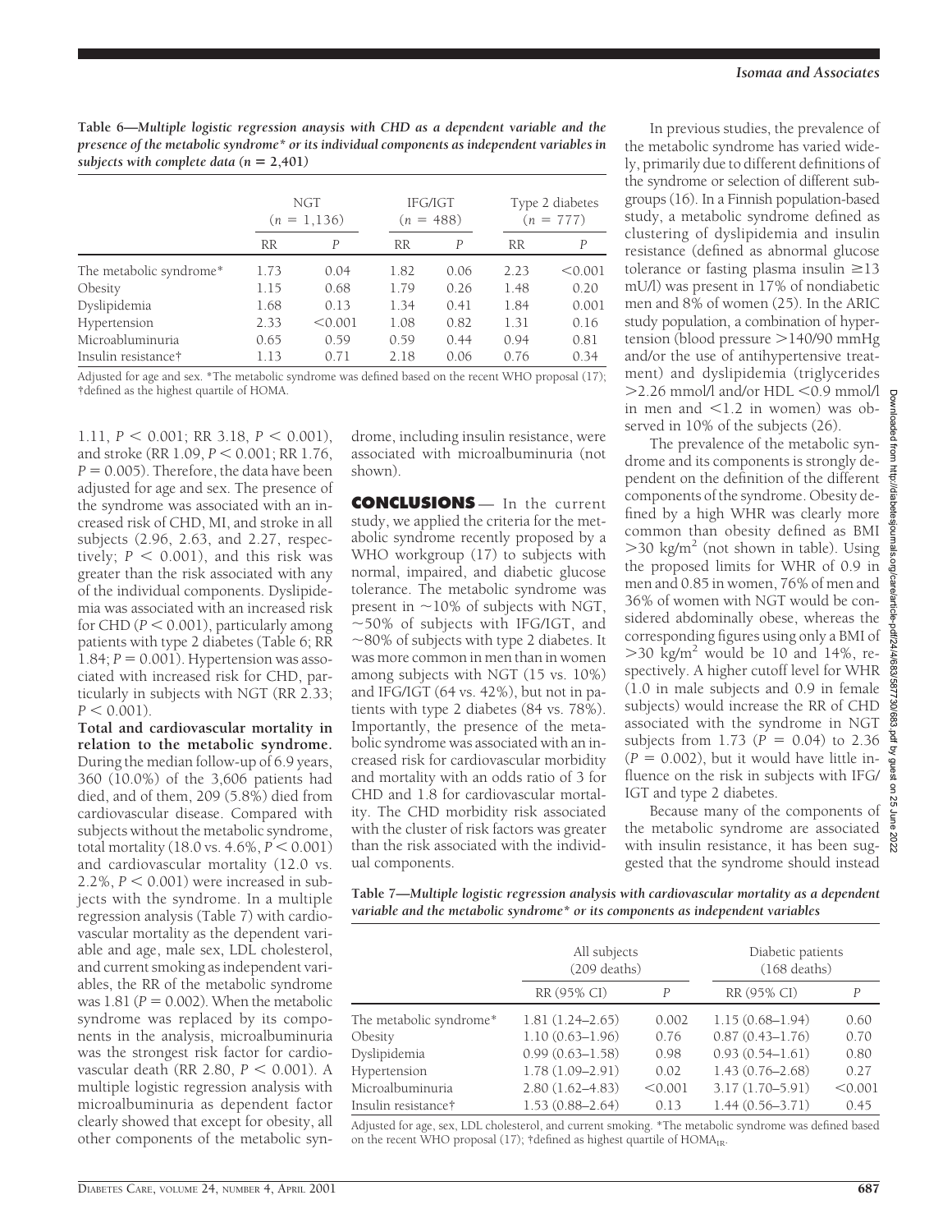**Table 6—*Multiple logistic regression anaysis with CHD as a dependent variable and the presence of the metabolic syndrome* or its individual components as independent variables in subjects with complete data (n = 2,401)***

| | NGT ($n$ = 1,136) | | IFG/IGT ($n$ = 488) | | Type 2 diabetes ($n$ = 777) | |
|---|---|---|---|---|---|---|
| | RR | $P$ | RR | $P$ | RR | $P$ |
| The metabolic syndrome* | 1.73 | 0.04 | 1.82 | 0.06 | 2.23 | <0.001 |
| Obesity | 1.15 | 0.68 | 1.79 | 0.26 | 1.48 | 0.20 |
| Dyslipidemia | 1.68 | 0.13 | 1.34 | 0.41 | 1.84 | 0.001 |
| Hypertension | 2.33 | <0.001 | 1.08 | 0.82 | 1.31 | 0.16 |
| Microabluminuria | 0.65 | 0.59 | 0.59 | 0.44 | 0.94 | 0.81 |
| Insulin resistance† | 1.13 | 0.71 | 2.18 | 0.06 | 0.76 | 0.34 |

Adjusted for age and sex. *The metabolic syndrome was defined based on the recent WHO proposal (17); †defined as the highest quartile of HOMA.

1.11, $P < 0.001$; RR 3.18, $P < 0.001$), and stroke (RR 1.09, $P < 0.001$; RR 1.76, $P = 0.005$). Therefore, the data have been adjusted for age and sex. The presence of the syndrome was associated with an increased risk of CHD, MI, and stroke in all subjects (2.96, 2.63, and 2.27, respectively; $P < 0.001$), and this risk was greater than the risk associated with any of the individual components. Dyslipidemia was associated with an increased risk for CHD ($P < 0.001$), particularly among patients with type 2 diabetes (Table 6; RR 1.84; $P = 0.001$). Hypertension was associated with increased risk for CHD, particularly in subjects with NGT (RR 2.33; $P < 0.001$).

**Total and cardiovascular mortality in relation to the metabolic syndrome.** During the median follow-up of 6.9 years, 360 (10.0%) of the 3,606 patients had died, and of them, 209 (5.8%) died from cardiovascular disease. Compared with subjects without the metabolic syndrome, total mortality (18.0 vs. 4.6%, $P < 0.001$) and cardiovascular mortality (12.0 vs. 2.2%, $P < 0.001$) were increased in subjects with the syndrome. In a multiple regression analysis (Table 7) with cardiovascular mortality as the dependent variable and age, male sex, LDL cholesterol, and current smoking as independent variables, the RR of the metabolic syndrome was 1.81 ($P = 0.002$). When the metabolic syndrome was replaced by its components in the analysis, microalbuminuria was the strongest risk factor for cardiovascular death (RR 2.80, $P < 0.001$). A multiple logistic regression analysis with microalbuminuria as dependent factor clearly showed that except for obesity, all other components of the metabolic syndrome, including insulin resistance, were associated with microalbuminuria (not shown).

## CONCLUSIONS

In the current study, we applied the criteria for the metabolic syndrome recently proposed by a WHO workgroup (17) to subjects with normal, impaired, and diabetic glucose tolerance. The metabolic syndrome was present in ~10% of subjects with NGT, ~50% of subjects with IFG/IGT, and ~80% of subjects with type 2 diabetes. It was more common in men than in women among subjects with NGT (15 vs. 10%) and IFG/IGT (64 vs. 42%), but not in patients with type 2 diabetes (84 vs. 78%). Importantly, the presence of the metabolic syndrome was associated with an increased risk for cardiovascular morbidity and mortality with an odds ratio of 3 for CHD and 1.8 for cardiovascular mortality. The CHD morbidity risk associated with the cluster of risk factors was greater than the risk associated with the individual components.

In previous studies, the prevalence of the metabolic syndrome has varied widely, primarily due to different definitions of the syndrome or selection of different subgroups (16). In a Finnish population-based study, a metabolic syndrome defined as clustering of dyslipidemia and insulin resistance (defined as abnormal glucose tolerance or fasting plasma insulin ≥13 mU/l) was present in 17% of nondiabetic men and 8% of women (25). In the ARIC study population, a combination of hypertension (blood pressure >140/90 mmHg and/or the use of antihypertensive treatment) and dyslipidemia (triglycerides >2.26 mmol/l and/or HDL <0.9 mmol/l in men and <1.2 in women) was observed in 10% of the subjects (26).

The prevalence of the metabolic syndrome and its components is strongly dependent on the definition of the different components of the syndrome. Obesity defined by a high WHR was clearly more common than obesity defined as BMI >30 kg/m$^2$ (not shown in table). Using the proposed limits for WHR of 0.9 in men and 0.85 in women, 76% of men and 36% of women with NGT would be considered abdominally obese, whereas the corresponding figures using only a BMI of >30 kg/m$^2$ would be 10 and 14%, respectively. A higher cutoff level for WHR (1.0 in male subjects and 0.9 in female subjects) would increase the RR of CHD associated with the syndrome in NGT subjects from 1.73 ($P = 0.04$) to 2.36 ($P = 0.002$), but it would have little influence on the risk in subjects with IFG/IGT and type 2 diabetes.

Because many of the components of the metabolic syndrome are associated with insulin resistance, it has been suggested that the syndrome should instead

**Table 7—*Multiple logistic regression analysis with cardiovascular mortality as a dependent variable and the metabolic syndrome* or its components as independent variables***

| | All subjects (209 deaths) | | Diabetic patients (168 deaths) | |
|---|---|---|---|---|
| | RR (95% CI) | $P$ | RR (95% CI) | $P$ |
| The metabolic syndrome* | 1.81 (1.24–2.65) | 0.002 | 1.15 (0.68–1.94) | 0.60 |
| Obesity | 1.10 (0.63–1.96) | 0.76 | 0.87 (0.43–1.76) | 0.70 |
| Dyslipidemia | 0.99 (0.63–1.58) | 0.98 | 0.93 (0.54–1.61) | 0.80 |
| Hypertension | 1.78 (1.09–2.91) | 0.02 | 1.43 (0.76–2.68) | 0.27 |
| Microalbuminuria | 2.80 (1.62–4.83) | <0.001 | 3.17 (1.70–5.91) | <0.001 |
| Insulin resistance† | 1.53 (0.88–2.64) | 0.13 | 1.44 (0.56–3.71) | 0.45 |

Adjusted for age, sex, LDL cholesterol, and current smoking. *The metabolic syndrome was defined based on the recent WHO proposal (17); †defined as highest quartile of $HOMA_{IR}$.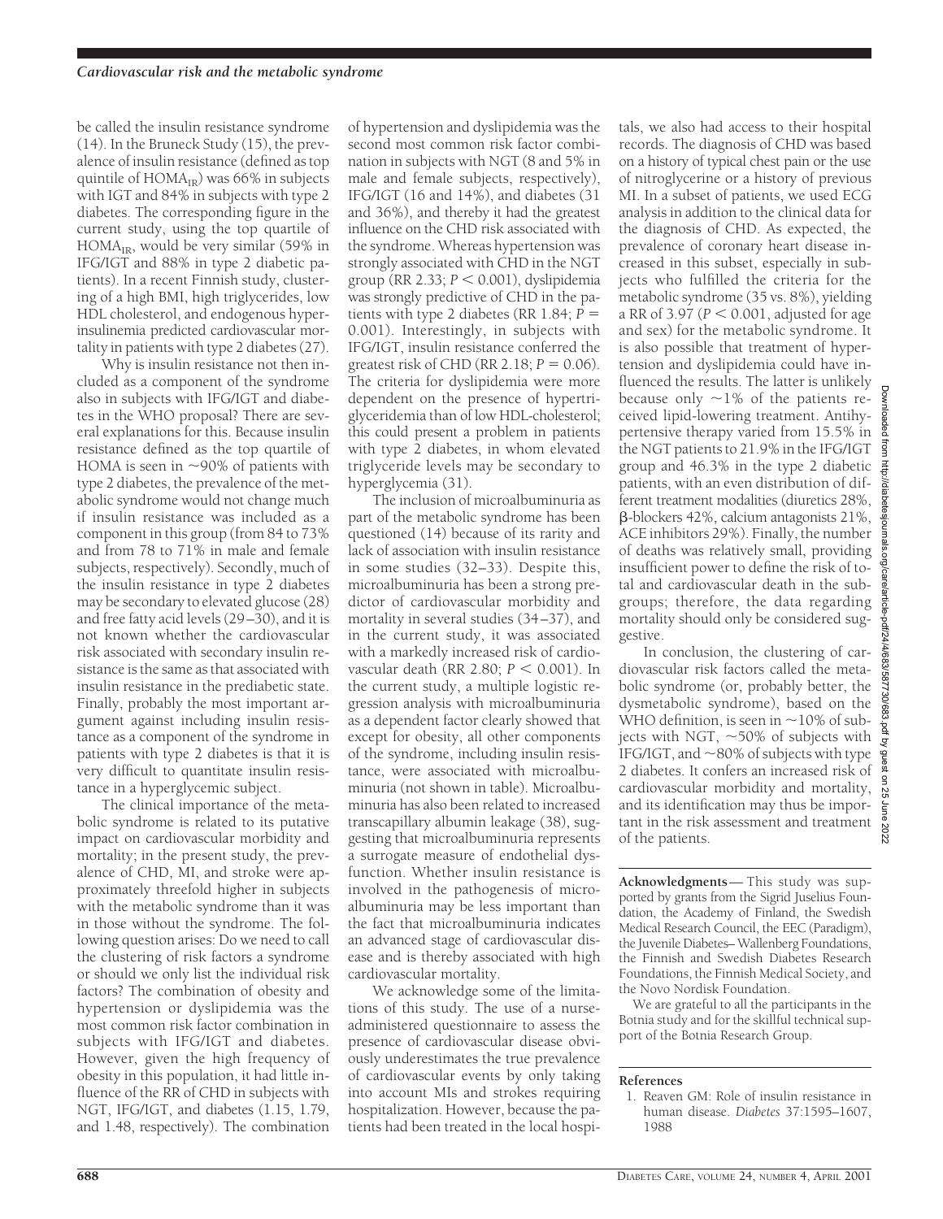be called the insulin resistance syndrome (14). In the Bruneck Study (15), the prevalence of insulin resistance (defined as top quintile of $HOMA_{IR}$) was 66% in subjects with IGT and 84% in subjects with type 2 diabetes. The corresponding figure in the current study, using the top quartile of $HOMA_{IR}$, would be very similar (59% in IFG/IGT and 88% in type 2 diabetic patients). In a recent Finnish study, clustering of a high BMI, high triglycerides, low HDL cholesterol, and endogenous hyperinsulinemia predicted cardiovascular mortality in patients with type 2 diabetes (27).

Why is insulin resistance not then included as a component of the syndrome also in subjects with IFG/IGT and diabetes in the WHO proposal? There are several explanations for this. Because insulin resistance defined as the top quartile of HOMA is seen in ~90% of patients with type 2 diabetes, the prevalence of the metabolic syndrome would not change much if insulin resistance was included as a component in this group (from 84 to 73% and from 78 to 71% in male and female subjects, respectively). Secondly, much of the insulin resistance in type 2 diabetes may be secondary to elevated glucose (28) and free fatty acid levels (29–30), and it is not known whether the cardiovascular risk associated with secondary insulin resistance is the same as that associated with insulin resistance in the prediabetic state. Finally, probably the most important argument against including insulin resistance as a component of the syndrome in patients with type 2 diabetes is that it is very difficult to quantitate insulin resistance in a hyperglycemic subject.

The clinical importance of the metabolic syndrome is related to its putative impact on cardiovascular morbidity and mortality; in the present study, the prevalence of CHD, MI, and stroke were approximately threefold higher in subjects with the metabolic syndrome than it was in those without the syndrome. The following question arises: Do we need to call the clustering of risk factors a syndrome or should we only list the individual risk factors? The combination of obesity and hypertension or dyslipidemia was the most common risk factor combination in subjects with IFG/IGT and diabetes. However, given the high frequency of obesity in this population, it had little influence of the RR of CHD in subjects with NGT, IFG/IGT, and diabetes (1.15, 1.79, and 1.48, respectively). The combination of hypertension and dyslipidemia was the second most common risk factor combination in subjects with NGT (8 and 5% in male and female subjects, respectively), IFG/IGT (16 and 14%), and diabetes (31 and 36%), and thereby it had the greatest influence on the CHD risk associated with the syndrome. Whereas hypertension was strongly associated with CHD in the NGT group (RR 2.33; $P < 0.001$), dyslipidemia was strongly predictive of CHD in the patients with type 2 diabetes (RR 1.84; $P = 0.001$). Interestingly, in subjects with IFG/IGT, insulin resistance conferred the greatest risk of CHD (RR 2.18; $P = 0.06$). The criteria for dyslipidemia were more dependent on the presence of hypertriglyceridemia than of low HDL-cholesterol; this could present a problem in patients with type 2 diabetes, in whom elevated triglyceride levels may be secondary to hyperglycemia (31).

The inclusion of microalbuminuria as part of the metabolic syndrome has been questioned (14) because of its rarity and lack of association with insulin resistance in some studies (32–33). Despite this, microalbuminuria has been a strong predictor of cardiovascular morbidity and mortality in several studies (34–37), and in the current study, it was associated with a markedly increased risk of cardiovascular death (RR 2.80; $P < 0.001$). In the current study, a multiple logistic regression analysis with microalbuminuria as a dependent factor clearly showed that except for obesity, all other components of the syndrome, including insulin resistance, were associated with microalbuminuria (not shown in table). Microalbuminuria has also been related to increased transcapillary albumin leakage (38), suggesting that microalbuminuria represents a surrogate measure of endothelial dysfunction. Whether insulin resistance is involved in the pathogenesis of microalbuminuria may be less important than the fact that microalbuminuria indicates an advanced stage of cardiovascular disease and is thereby associated with high cardiovascular mortality.

We acknowledge some of the limitations of this study. The use of a nurse-administered questionnaire to assess the presence of cardiovascular disease obviously underestimates the true prevalence of cardiovascular events by only taking into account MIs and strokes requiring hospitalization. However, because the patients had been treated in the local hospitals, we also had access to their hospital records. The diagnosis of CHD was based on a history of typical chest pain or the use of nitroglycerine or a history of previous MI. In a subset of patients, we used ECG analysis in addition to the clinical data for the diagnosis of CHD. As expected, the prevalence of coronary heart disease increased in this subset, especially in subjects who fulfilled the criteria for the metabolic syndrome (35 vs. 8%), yielding a RR of 3.97 ($P < 0.001$, adjusted for age and sex) for the metabolic syndrome. It is also possible that treatment of hypertension and dyslipidemia could have influenced the results. The latter is unlikely because only ~1% of the patients received lipid-lowering treatment. Antihypertensive therapy varied from 15.5% in the NGT patients to 21.9% in the IFG/IGT group and 46.3% in the type 2 diabetic patients, with an even distribution of different treatment modalities (diuretics 28%, β-blockers 42%, calcium antagonists 21%, ACE inhibitors 29%). Finally, the number of deaths was relatively small, providing insufficient power to define the risk of total and cardiovascular death in the subgroups; therefore, the data regarding mortality should only be considered suggestive.

In conclusion, the clustering of cardiovascular risk factors called the metabolic syndrome (or, probably better, the dysmetabolic syndrome), based on the WHO definition, is seen in ~10% of subjects with NGT, ~50% of subjects with IFG/IGT, and ~80% of subjects with type 2 diabetes. It confers an increased risk of cardiovascular morbidity and mortality, and its identification may thus be important in the risk assessment and treatment of the patients.

**Acknowledgments**— This study was supported by grants from the Sigrid Juselius Foundation, the Academy of Finland, the Swedish Medical Research Council, the EEC (Paradigm), the Juvenile Diabetes–Wallenberg Foundations, the Finnish and Swedish Diabetes Research Foundations, the Finnish Medical Society, and the Novo Nordisk Foundation.

We are grateful to all the participants in the Botnia study and for the skillful technical support of the Botnia Research Group.

#### References

1. Reaven GM: Role of insulin resistance in human disease. *Diabetes* 37:1595–1607, 1988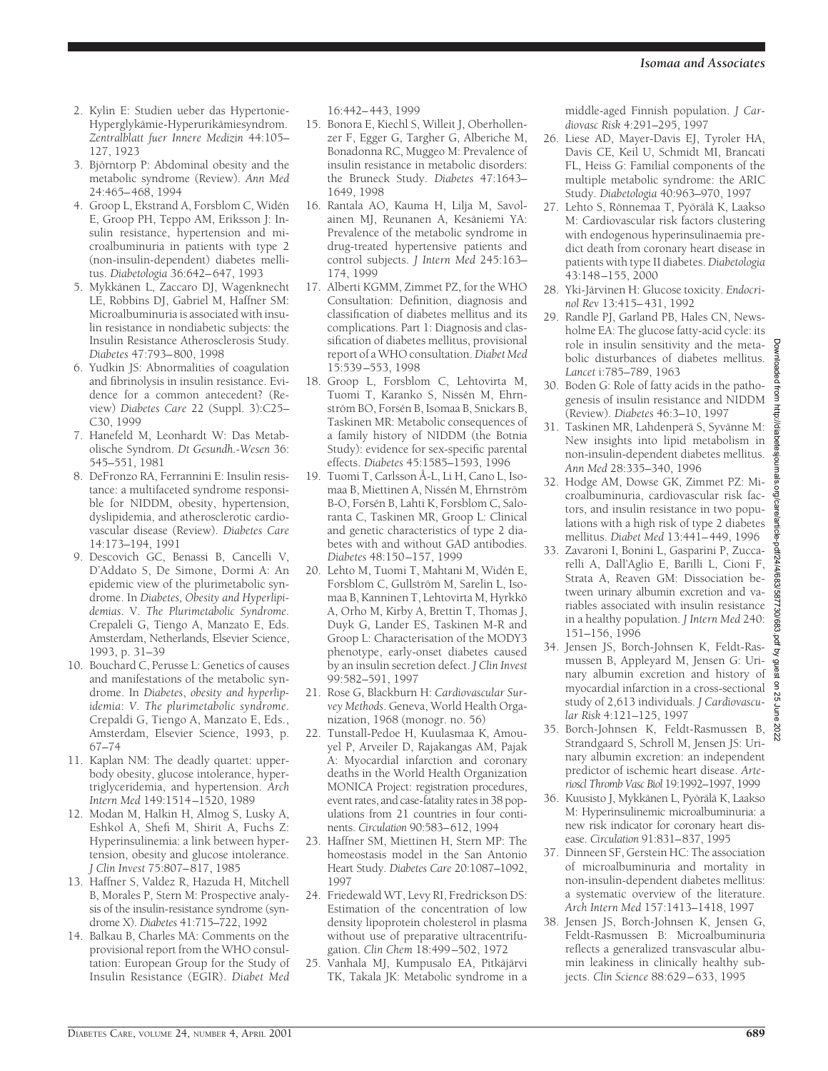2. Kylin E: Studien ueber das Hypertonie-Hyperglykämie-Hyperurikämiesyndrom. *Zentralblatt fuer Innere Medizin* 44:105–127, 1923
3. Björntorp P: Abdominal obesity and the metabolic syndrome (Review). *Ann Med* 24:465–468, 1994
4. Groop L, Ekstrand A, Forsblom C, Widén E, Groop PH, Teppo AM, Eriksson J: Insulin resistance, hypertension and microalbuminuria in patients with type 2 (non-insulin-dependent) diabetes mellitus. *Diabetologia* 36:642–647, 1993
5. Mykkänen L, Zaccaro DJ, Wagenknecht LE, Robbins DJ, Gabriel M, Haffner SM: Microalbuminuria is associated with insulin resistance in nondiabetic subjects: the Insulin Resistance Atherosclerosis Study. *Diabetes* 47:793–800, 1998
6. Yudkin JS: Abnormalities of coagulation and fibrinolysis in insulin resistance. Evidence for a common antecedent? (Review) *Diabetes Care* 22 (Suppl. 3):C25–C30, 1999
7. Hanefeld M, Leonhardt W: Das Metabolische Syndrom. *Dt Gesundh.-Wesen* 36: 545–551, 1981
8. DeFronzo RA, Ferrannini E: Insulin resistance: a multifaceted syndrome responsible for NIDDM, obesity, hypertension, dyslipidemia, and atherosclerotic cardiovascular disease (Review). *Diabetes Care* 14:173–194, 1991
9. Descovich GC, Benassi B, Cancelli V, D'Addato S, De Simone, Dormi A: An epidemic view of the plurimetabolic syndrome. In *Diabetes, Obesity and Hyperlipidemias*. V. *The Plurimetabolic Syndrome*. Crepaleli G, Tiengo A, Manzato E, Eds. Amsterdam, Netherlands, Elsevier Science, 1993, p. 31–39
10. Bouchard C, Perusse L: Genetics of causes and manifestations of the metabolic syndrome. In *Diabetes, obesity and hyperlipidemia*: *V*. *The plurimetabolic syndrome*. Crepaldi G, Tiengo A, Manzato E, Eds., Amsterdam, Elsevier Science, 1993, p. 67–74
11. Kaplan NM: The deadly quartet: upper-body obesity, glucose intolerance, hypertriglyceridemia, and hypertension. *Arch Intern Med* 149:1514–1520, 1989
12. Modan M, Halkin H, Almog S, Lusky A, Eshkol A, Shefi M, Shirit A, Fuchs Z: Hyperinsulinemia: a link between hypertension, obesity and glucose intolerance. *J Clin Invest* 75:807–817, 1985
13. Haffner S, Valdez R, Hazuda H, Mitchell B, Morales P, Stern M: Prospective analysis of the insulin-resistance syndrome (syndrome X). *Diabetes* 41:715–722, 1992
14. Balkau B, Charles MA: Comments on the provisional report from the WHO consultation: European Group for the Study of Insulin Resistance (EGIR). *Diabet Med* 16:442–443, 1999
15. Bonora E, Kiechl S, Willeit J, Oberhollenzer F, Egger G, Targher G, Alberiche M, Bonadonna RC, Muggeo M: Prevalence of insulin resistance in metabolic disorders: the Bruneck Study. *Diabetes* 47:1643–1649, 1998
16. Rantala AO, Kauma H, Lilja M, Savolainen MJ, Reunanen A, Kesäniemi YA: Prevalence of the metabolic syndrome in drug-treated hypertensive patients and control subjects. *J Intern Med* 245:163–174, 1999
17. Alberti KGMM, Zimmet PZ, for the WHO Consultation: Definition, diagnosis and classification of diabetes mellitus and its complications. Part 1: Diagnosis and classification of diabetes mellitus, provisional report of a WHO consultation. *Diabet Med* 15:539–553, 1998
18. Groop L, Forsblom C, Lehtovirta M, Tuomi T, Karanko S, Nissén M, Ehrnström BO, Forsén B, Isomaa B, Snickars B, Taskinen MR: Metabolic consequences of a family history of NIDDM (the Botnia Study): evidence for sex-specific parental effects. *Diabetes* 45:1585–1593, 1996
19. Tuomi T, Carlsson Å-L, Li H, Cano L, Isomaa B, Miettinen A, Nissén M, Ehrnström B-O, Forsén B, Lahti K, Forsblom C, Saloranta C, Taskinen MR, Groop L: Clinical and genetic characteristics of type 2 diabetes with and without GAD antibodies. *Diabetes* 48:150–157, 1999
20. Lehto M, Tuomi T, Mahtani M, Widén E, Forsblom C, Gullström M, Sarelin L, Isomaa B, Kanninen T, Lehtovirta M, Hyrkkö A, Orho M, Kirby A, Brettin T, Thomas J, Duyk G, Lander ES, Taskinen M-R and Groop L: Characterisation of the MODY3 phenotype, early-onset diabetes caused by an insulin secretion defect. *J Clin Invest* 99:582–591, 1997
21. Rose G, Blackburn H: *Cardiovascular Survey Methods*. Geneva, World Health Organization, 1968 (monogr. no. 56)
22. Tunstall-Pedoe H, Kuulasmaa K, Amouyel P, Arveiler D, Rajakangas AM, Pajak A: Myocardial infarction and coronary deaths in the World Health Organization MONICA Project: registration procedures, event rates, and case-fatality rates in 38 populations from 21 countries in four continents. *Circulation* 90:583–612, 1994
23. Haffner SM, Miettinen H, Stern MP: The homeostasis model in the San Antonio Heart Study. *Diabetes Care* 20:1087–1092, 1997
24. Friedewald WT, Levy RI, Fredrickson DS: Estimation of the concentration of low density lipoprotein cholesterol in plasma without use of preparative ultracentrifugation. *Clin Chem* 18:499–502, 1972
25. Vanhala MJ, Kumpusalo EA, Pitkäjärvi TK, Takala JK: Metabolic syndrome in a middle-aged Finnish population. *J Cardiovasc Risk* 4:291–295, 1997
26. Liese AD, Mayer-Davis EJ, Tyroler HA, Davis CE, Keil U, Schmidt MI, Brancati FL, Heiss G: Familial components of the multiple metabolic syndrome: the ARIC Study. *Diabetologia* 40:963–970, 1997
27. Lehto S, Rönnemaa T, Pyörälä K, Laakso M: Cardiovascular risk factors clustering with endogenous hyperinsulinaemia predict death from coronary heart disease in patients with type II diabetes. *Diabetologia* 43:148–155, 2000
28. Yki-Järvinen H: Glucose toxicity. *Endocrinol Rev* 13:415–431, 1992
29. Randle PJ, Garland PB, Hales CN, Newsholme EA: The glucose fatty-acid cycle: its role in insulin sensitivity and the metabolic disturbances of diabetes mellitus. *Lancet* i:785–789, 1963
30. Boden G: Role of fatty acids in the pathogenesis of insulin resistance and NIDDM (Review). *Diabetes* 46:3–10, 1997
31. Taskinen MR, Lahdenperä S, Syvänne M: New insights into lipid metabolism in non-insulin-dependent diabetes mellitus. *Ann Med* 28:335–340, 1996
32. Hodge AM, Dowse GK, Zimmet PZ: Microalbuminuria, cardiovascular risk factors, and insulin resistance in two populations with a high risk of type 2 diabetes mellitus. *Diabet Med* 13:441–449, 1996
33. Zavaroni I, Bonini L, Gasparini P, Zuccarelli A, Dall'Aglio E, Barilli L, Cioni F, Strata A, Reaven GM: Dissociation between urinary albumin excretion and variables associated with insulin resistance in a healthy population. *J Intern Med* 240: 151–156, 1996
34. Jensen JS, Borch-Johnsen K, Feldt-Rasmussen B, Appleyard M, Jensen G: Urinary albumin excretion and history of myocardial infarction in a cross-sectional study of 2,613 individuals. *J Cardiovascular Risk* 4:121–125, 1997
35. Borch-Johnsen K, Feldt-Rasmussen B, Strandgaard S, Schroll M, Jensen JS: Urinary albumin excretion: an independent predictor of ischemic heart disease. *Arterioscl Thromb Vasc Biol* 19:1992–1997, 1999
36. Kuusisto J, Mykkänen L, Pyörälä K, Laakso M: Hyperinsulinemic microalbuminuria: a new risk indicator for coronary heart disease. *Circulation* 91:831–837, 1995
37. Dinneen SF, Gerstein HC: The association of microalbuminuria and mortality in non-insulin-dependent diabetes mellitus: a systematic overview of the literature. *Arch Intern Med* 157:1413–1418, 1997
38. Jensen JS, Borch-Johnsen K, Jensen G, Feldt-Rasmussen B: Microalbuminuria reflects a generalized transvascular albumin leakiness in clinically healthy subjects. *Clin Science* 88:629–633, 1995